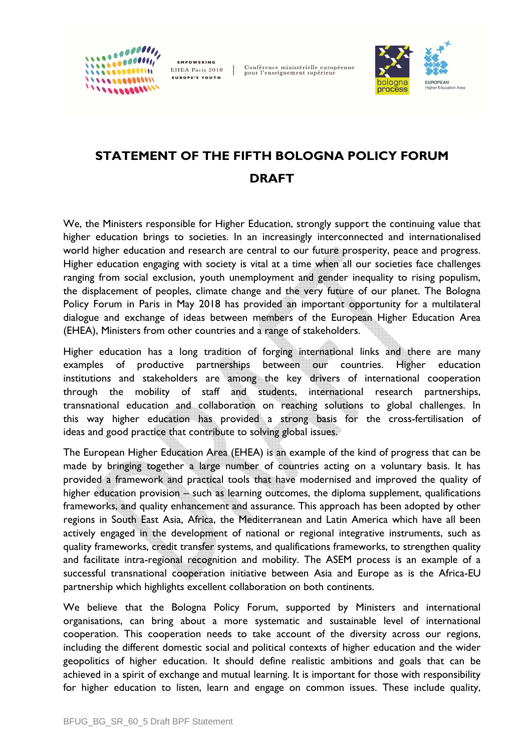# STATEMENT OF THE FIFTH BOLOGNA POLICY FORUM

## DRAFT

We, the Ministers responsible for Higher Education, strongly support the continuing value that higher education brings to societies. In an increasingly interconnected and internationalised world higher education and research are central to our future prosperity, peace and progress. Higher education engaging with society is vital at a time when all our societies face challenges ranging from social exclusion, youth unemployment and gender inequality to rising populism, the displacement of peoples, climate change and the very future of our planet. The Bologna Policy Forum in Paris in May 2018 has provided an important opportunity for a multilateral dialogue and exchange of ideas between members of the European Higher Education Area (EHEA), Ministers from other countries and a range of stakeholders.

Higher education has a long tradition of forging international links and there are many examples of productive partnerships between our countries. Higher education institutions and stakeholders are among the key drivers of international cooperation through the mobility of staff and students, international research partnerships, transnational education and collaboration on reaching solutions to global challenges. In this way higher education has provided a strong basis for the cross-fertilisation of ideas and good practice that contribute to solving global issues.

The European Higher Education Area (EHEA) is an example of the kind of progress that can be made by bringing together a large number of countries acting on a voluntary basis. It has provided a framework and practical tools that have modernised and improved the quality of higher education provision – such as learning outcomes, the diploma supplement, qualifications frameworks, and quality enhancement and assurance. This approach has been adopted by other regions in South East Asia, Africa, the Mediterranean and Latin America which have all been actively engaged in the development of national or regional integrative instruments, such as quality frameworks, credit transfer systems, and qualifications frameworks, to strengthen quality and facilitate intra-regional recognition and mobility. The ASEM process is an example of a successful transnational cooperation initiative between Asia and Europe as is the Africa-EU partnership which highlights excellent collaboration on both continents.

We believe that the Bologna Policy Forum, supported by Ministers and international organisations, can bring about a more systematic and sustainable level of international cooperation. This cooperation needs to take account of the diversity across our regions, including the different domestic social and political contexts of higher education and the wider geopolitics of higher education. It should define realistic ambitions and goals that can be achieved in a spirit of exchange and mutual learning. It is important for those with responsibility for higher education to listen, learn and engage on common issues. These include quality,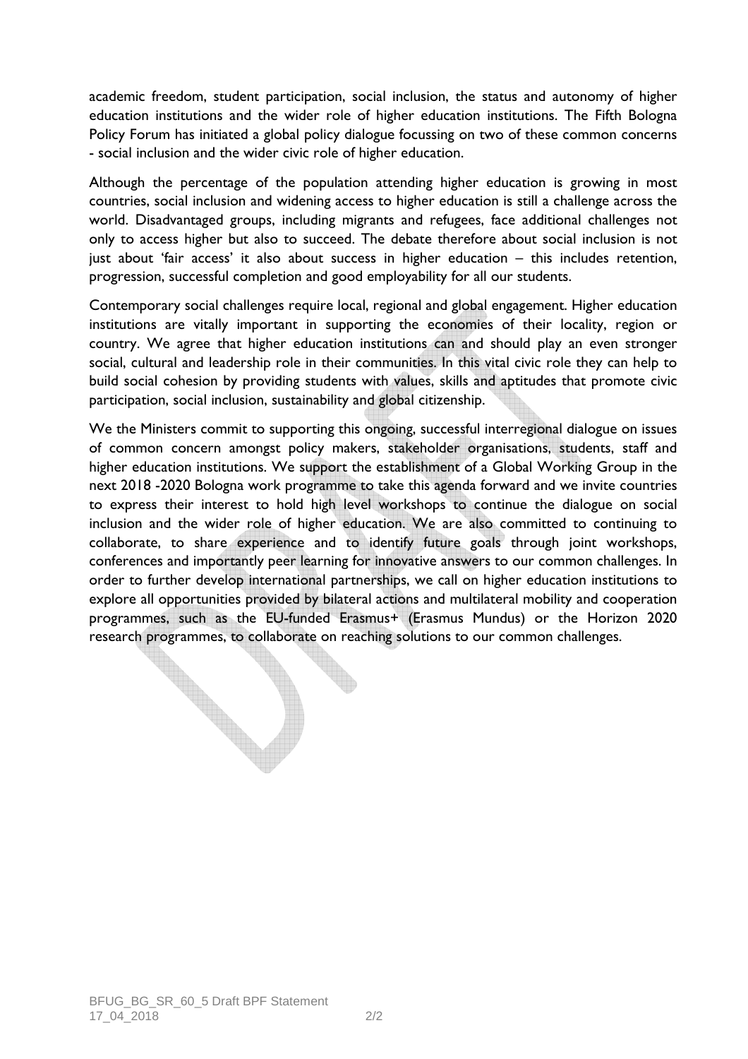academic freedom, student participation, social inclusion, the status and autonomy of higher education institutions and the wider role of higher education institutions. The Fifth Bologna Policy Forum has initiated a global policy dialogue focussing on two of these common concerns - social inclusion and the wider civic role of higher education.

Although the percentage of the population attending higher education is growing in most countries, social inclusion and widening access to higher education is still a challenge across the world. Disadvantaged groups, including migrants and refugees, face additional challenges not only to access higher but also to succeed. The debate therefore about social inclusion is not just about 'fair access' it also about success in higher education – this includes retention, progression, successful completion and good employability for all our students.

Contemporary social challenges require local, regional and global engagement. Higher education institutions are vitally important in supporting the economies of their locality, region or country. We agree that higher education institutions can and should play an even stronger social, cultural and leadership role in their communities. In this vital civic role they can help to build social cohesion by providing students with values, skills and aptitudes that promote civic participation, social inclusion, sustainability and global citizenship.

We the Ministers commit to supporting this ongoing, successful interregional dialogue on issues of common concern amongst policy makers, stakeholder organisations, students, staff and higher education institutions. We support the establishment of a Global Working Group in the next 2018 -2020 Bologna work programme to take this agenda forward and we invite countries to express their interest to hold high level workshops to continue the dialogue on social inclusion and the wider role of higher education. We are also committed to continuing to collaborate, to share experience and to identify future goals through joint workshops, conferences and importantly peer learning for innovative answers to our common challenges. In order to further develop international partnerships, we call on higher education institutions to explore all opportunities provided by bilateral actions and multilateral mobility and cooperation programmes, such as the EU-funded Erasmus+ (Erasmus Mundus) or the Horizon 2020 research programmes, to collaborate on reaching solutions to our common challenges.